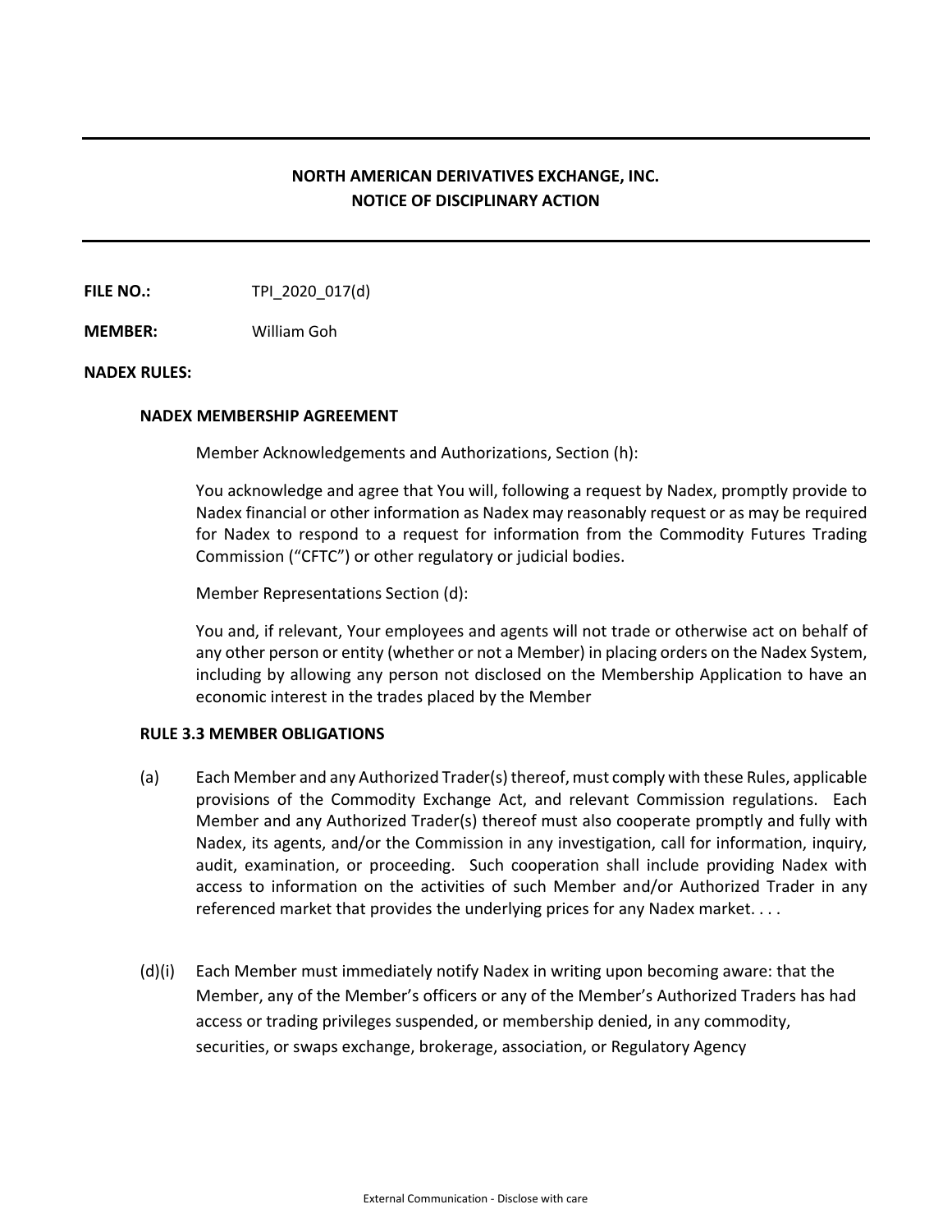## NORTH AMERICAN DERIVATIVES EXCHANGE, INC.
## NOTICE OF DISCIPLINARY ACTION

**FILE NO.:** TPI_2020_017(d)

**MEMBER:** William Goh

**NADEX RULES:**

**NADEX MEMBERSHIP AGREEMENT**

Member Acknowledgements and Authorizations, Section (h):

You acknowledge and agree that You will, following a request by Nadex, promptly provide to Nadex financial or other information as Nadex may reasonably request or as may be required for Nadex to respond to a request for information from the Commodity Futures Trading Commission ("CFTC") or other regulatory or judicial bodies.

Member Representations Section (d):

You and, if relevant, Your employees and agents will not trade or otherwise act on behalf of any other person or entity (whether or not a Member) in placing orders on the Nadex System, including by allowing any person not disclosed on the Membership Application to have an economic interest in the trades placed by the Member

**RULE 3.3 MEMBER OBLIGATIONS**

(a) Each Member and any Authorized Trader(s) thereof, must comply with these Rules, applicable provisions of the Commodity Exchange Act, and relevant Commission regulations. Each Member and any Authorized Trader(s) thereof must also cooperate promptly and fully with Nadex, its agents, and/or the Commission in any investigation, call for information, inquiry, audit, examination, or proceeding. Such cooperation shall include providing Nadex with access to information on the activities of such Member and/or Authorized Trader in any referenced market that provides the underlying prices for any Nadex market. . . .

(d)(i) Each Member must immediately notify Nadex in writing upon becoming aware: that the Member, any of the Member's officers or any of the Member's Authorized Traders has had access or trading privileges suspended, or membership denied, in any commodity, securities, or swaps exchange, brokerage, association, or Regulatory Agency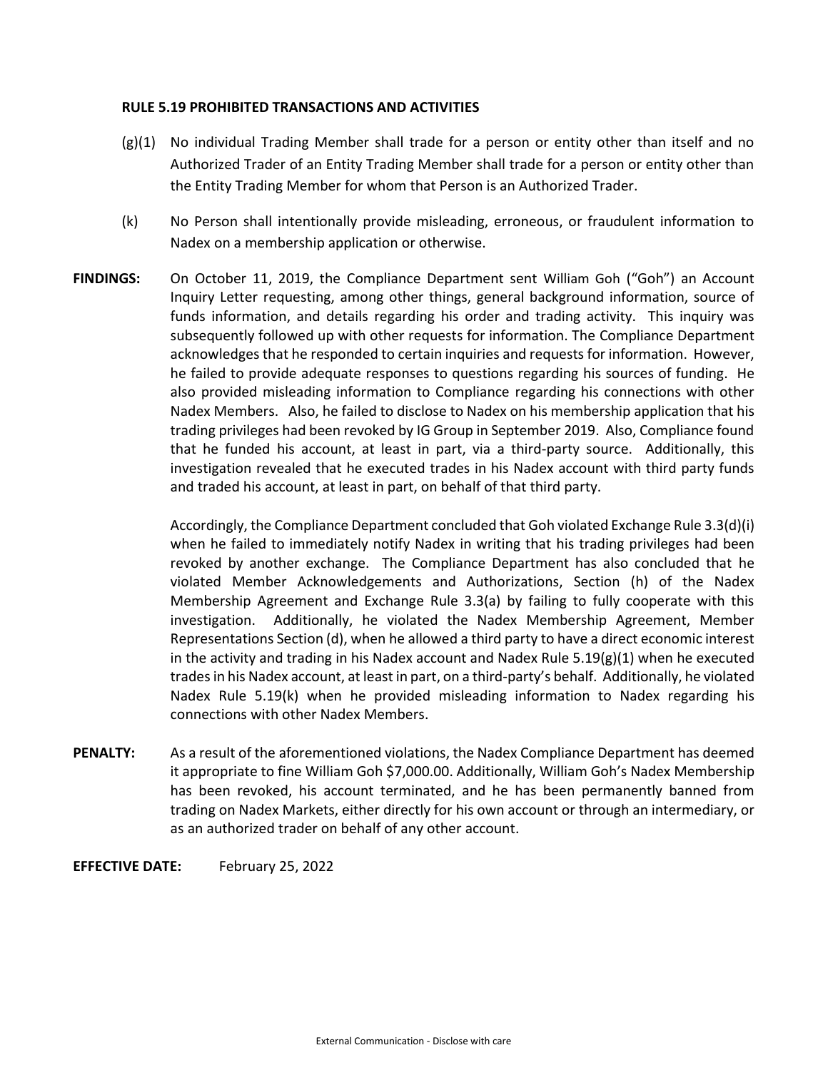**RULE 5.19 PROHIBITED TRANSACTIONS AND ACTIVITIES**

(g)(1) No individual Trading Member shall trade for a person or entity other than itself and no Authorized Trader of an Entity Trading Member shall trade for a person or entity other than the Entity Trading Member for whom that Person is an Authorized Trader.

(k) No Person shall intentionally provide misleading, erroneous, or fraudulent information to Nadex on a membership application or otherwise.

**FINDINGS:** On October 11, 2019, the Compliance Department sent William Goh ("Goh") an Account Inquiry Letter requesting, among other things, general background information, source of funds information, and details regarding his order and trading activity. This inquiry was subsequently followed up with other requests for information. The Compliance Department acknowledges that he responded to certain inquiries and requests for information. However, he failed to provide adequate responses to questions regarding his sources of funding. He also provided misleading information to Compliance regarding his connections with other Nadex Members. Also, he failed to disclose to Nadex on his membership application that his trading privileges had been revoked by IG Group in September 2019. Also, Compliance found that he funded his account, at least in part, via a third-party source. Additionally, this investigation revealed that he executed trades in his Nadex account with third party funds and traded his account, at least in part, on behalf of that third party.

Accordingly, the Compliance Department concluded that Goh violated Exchange Rule 3.3(d)(i) when he failed to immediately notify Nadex in writing that his trading privileges had been revoked by another exchange. The Compliance Department has also concluded that he violated Member Acknowledgements and Authorizations, Section (h) of the Nadex Membership Agreement and Exchange Rule 3.3(a) by failing to fully cooperate with this investigation. Additionally, he violated the Nadex Membership Agreement, Member Representations Section (d), when he allowed a third party to have a direct economic interest in the activity and trading in his Nadex account and Nadex Rule 5.19(g)(1) when he executed trades in his Nadex account, at least in part, on a third-party's behalf. Additionally, he violated Nadex Rule 5.19(k) when he provided misleading information to Nadex regarding his connections with other Nadex Members.

**PENALTY:** As a result of the aforementioned violations, the Nadex Compliance Department has deemed it appropriate to fine William Goh $7,000.00. Additionally, William Goh's Nadex Membership has been revoked, his account terminated, and he has been permanently banned from trading on Nadex Markets, either directly for his own account or through an intermediary, or as an authorized trader on behalf of any other account.

**EFFECTIVE DATE:** February 25, 2022

External Communication - Disclose with care